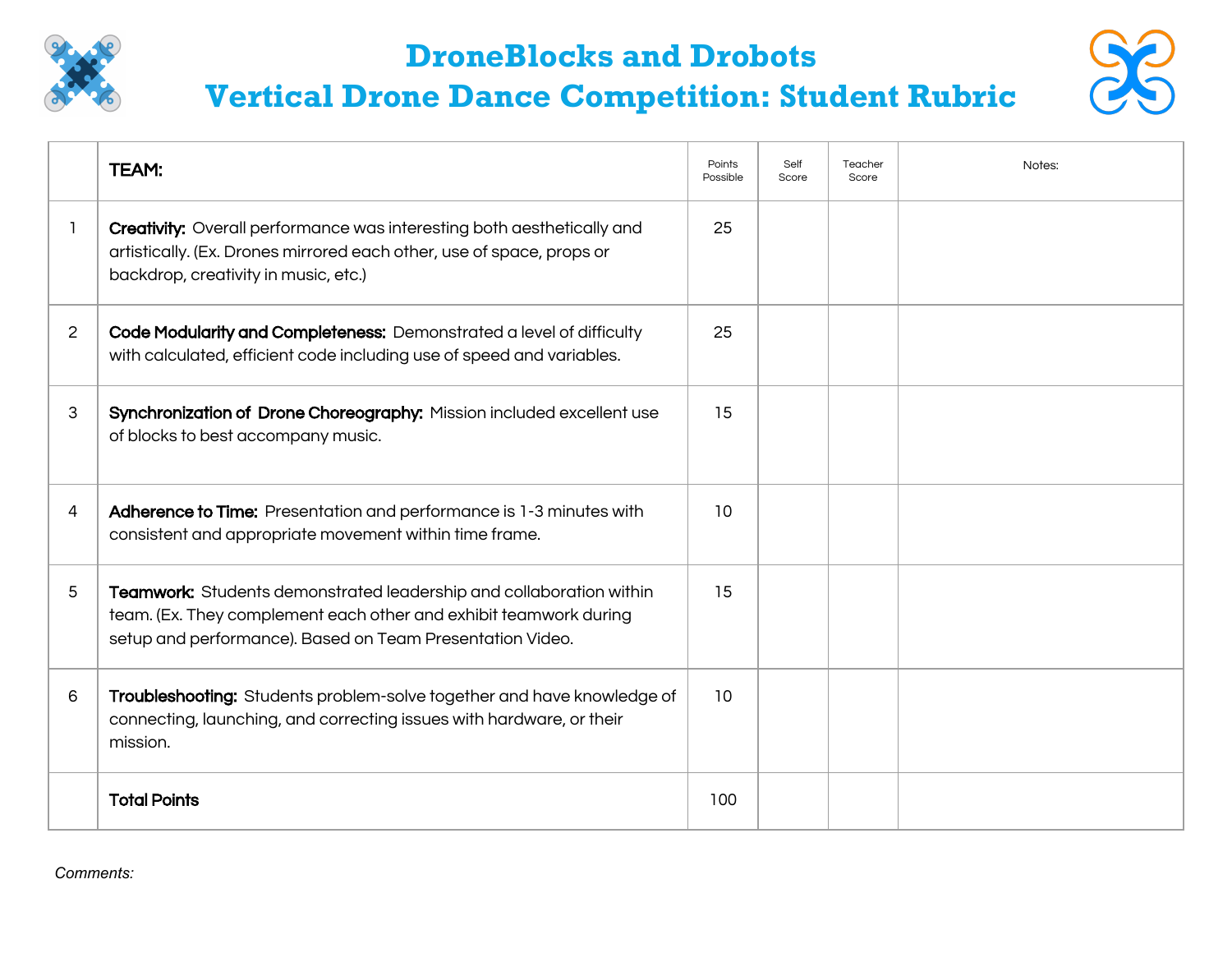# DroneBlocks and Drobots
# Vertical Drone Dance Competition: Student Rubric

| | TEAM: | Points Possible | Self Score | Teacher Score | Notes: |
|---|---|---|---|---|---|
| 1 | **Creativity:** Overall performance was interesting both aesthetically and artistically. (Ex. Drones mirrored each other, use of space, props or backdrop, creativity in music, etc.) | 25 | | | |
| 2 | **Code Modularity and Completeness:** Demonstrated a level of difficulty with calculated, efficient code including use of speed and variables. | 25 | | | |
| 3 | **Synchronization of Drone Choreography:** Mission included excellent use of blocks to best accompany music. | 15 | | | |
| 4 | **Adherence to Time:** Presentation and performance is 1-3 minutes with consistent and appropriate movement within time frame. | 10 | | | |
| 5 | **Teamwork:** Students demonstrated leadership and collaboration within team. (Ex. They complement each other and exhibit teamwork during setup and performance). Based on Team Presentation Video. | 15 | | | |
| 6 | **Troubleshooting:** Students problem-solve together and have knowledge of connecting, launching, and correcting issues with hardware, or their mission. | 10 | | | |
| | **Total Points** | 100 | | | |

*Comments:*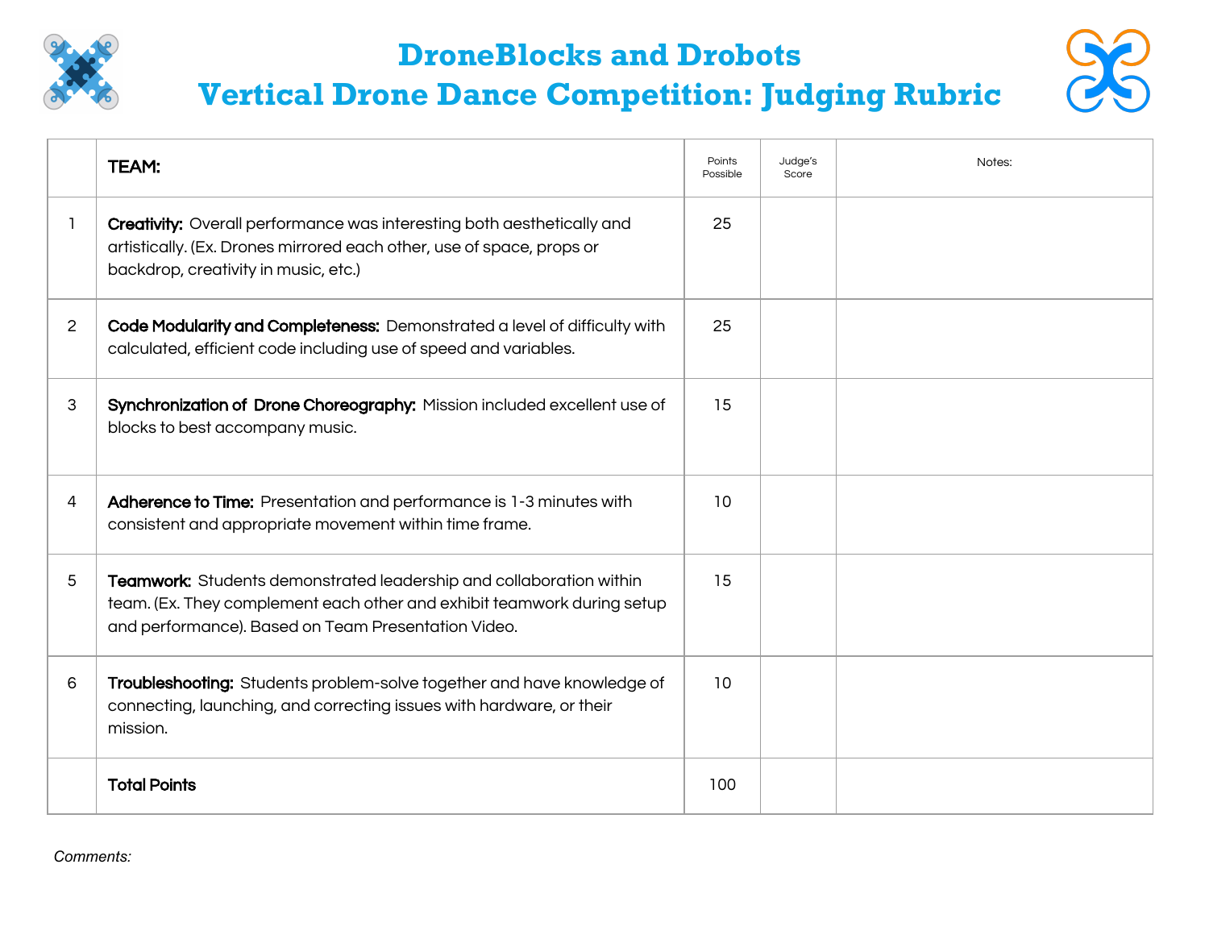# DroneBlocks and Drobots
# Vertical Drone Dance Competition: Judging Rubric

| | TEAM: | Points Possible | Judge's Score | Notes: |
|---|---|---|---|---|
| 1 | **Creativity:** Overall performance was interesting both aesthetically and artistically. (Ex. Drones mirrored each other, use of space, props or backdrop, creativity in music, etc.) | 25 | | |
| 2 | **Code Modularity and Completeness:** Demonstrated a level of difficulty with calculated, efficient code including use of speed and variables. | 25 | | |
| 3 | **Synchronization of Drone Choreography:** Mission included excellent use of blocks to best accompany music. | 15 | | |
| 4 | **Adherence to Time:** Presentation and performance is 1-3 minutes with consistent and appropriate movement within time frame. | 10 | | |
| 5 | **Teamwork:** Students demonstrated leadership and collaboration within team. (Ex. They complement each other and exhibit teamwork during setup and performance). Based on Team Presentation Video. | 15 | | |
| 6 | **Troubleshooting:** Students problem-solve together and have knowledge of connecting, launching, and correcting issues with hardware, or their mission. | 10 | | |
| | **Total Points** | 100 | | |

*Comments:*